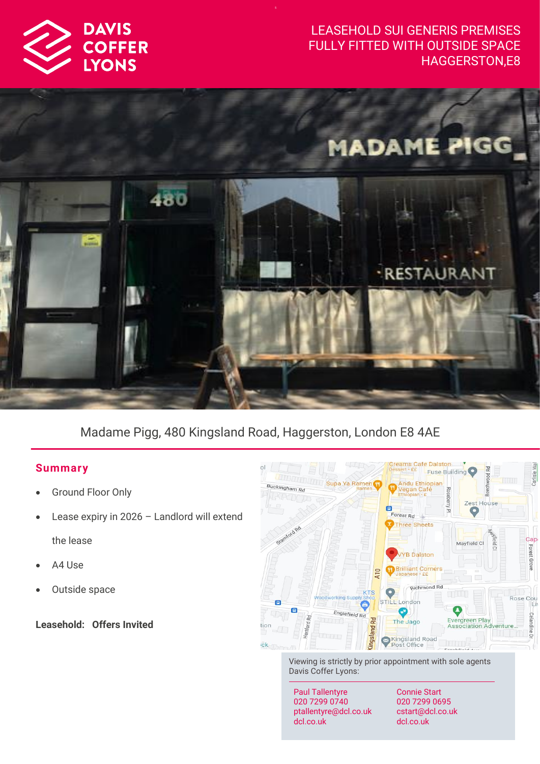DAVIS COFFER LYONS

LEASEHOLD SUI GENERIS PREMISES
FULLY FITTED WITH OUTSIDE SPACE
HAGGERSTON,E8

Madame Pigg, 480 Kingsland Road, Haggerston, London E8 4AE

## Summary

- Ground Floor Only
- Lease expiry in 2026 – Landlord will extend the lease
- A4 Use
- Outside space

**Leasehold: Offers Invited**

Viewing is strictly by prior appointment with sole agents Davis Coffer Lyons:

Paul Tallentyre
020 7299 0740
ptallentyre@dcl.co.uk
dcl.co.uk

Connie Start
020 7299 0695
cstart@dcl.co.uk
dcl.co.uk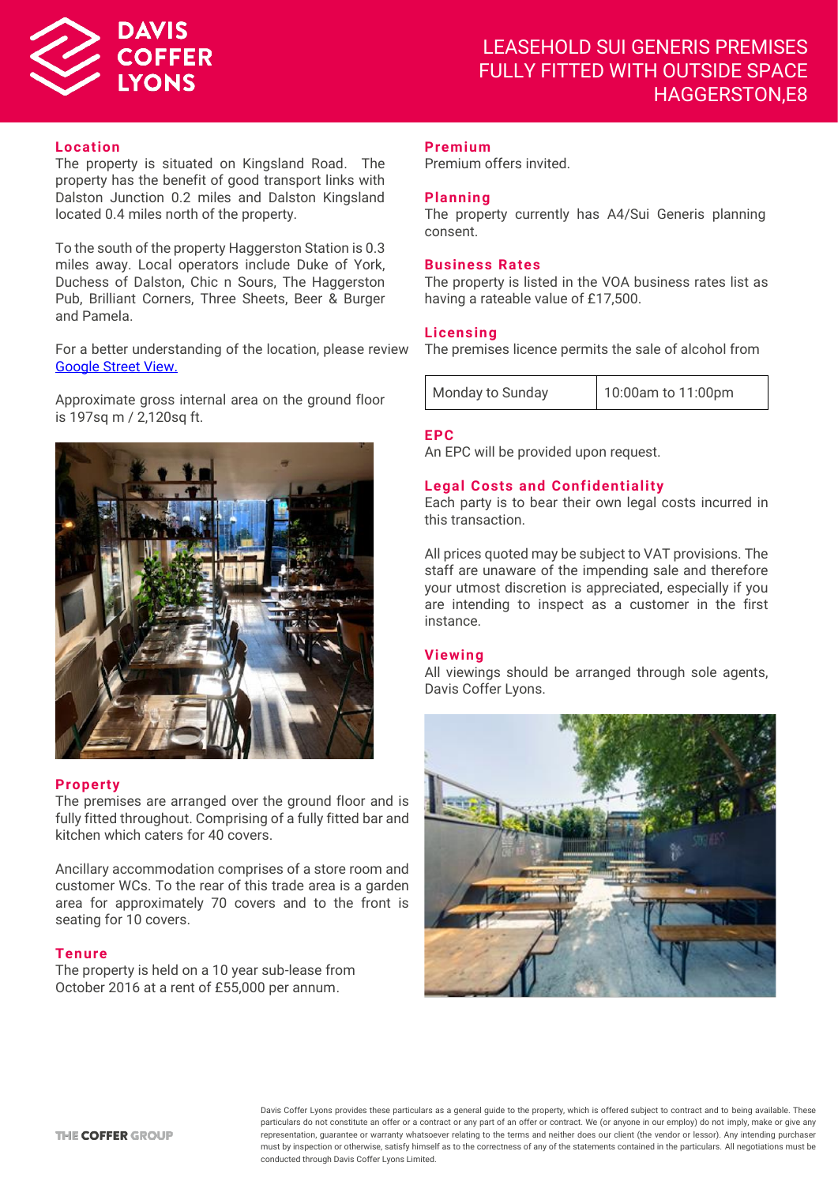# LEASEHOLD SUI GENERIS PREMISES FULLY FITTED WITH OUTSIDE SPACE HAGGERSTON,E8

## Location

The property is situated on Kingsland Road. The property has the benefit of good transport links with Dalston Junction 0.2 miles and Dalston Kingsland located 0.4 miles north of the property.

To the south of the property Haggerston Station is 0.3 miles away. Local operators include Duke of York, Duchess of Dalston, Chic n Sours, The Haggerston Pub, Brilliant Corners, Three Sheets, Beer & Burger and Pamela.

For a better understanding of the location, please review Google Street View.

Approximate gross internal area on the ground floor is 197sq m / 2,120sq ft.

## Property

The premises are arranged over the ground floor and is fully fitted throughout. Comprising of a fully fitted bar and kitchen which caters for 40 covers.

Ancillary accommodation comprises of a store room and customer WCs. To the rear of this trade area is a garden area for approximately 70 covers and to the front is seating for 10 covers.

## Tenure

The property is held on a 10 year sub-lease from October 2016 at a rent of £55,000 per annum.

## Premium

Premium offers invited.

## Planning

The property currently has A4/Sui Generis planning consent.

## Business Rates

The property is listed in the VOA business rates list as having a rateable value of £17,500.

## Licensing

The premises licence permits the sale of alcohol from

| | |
|---|---|
| Monday to Sunday | 10:00am to 11:00pm |

## EPC

An EPC will be provided upon request.

## Legal Costs and Confidentiality

Each party is to bear their own legal costs incurred in this transaction.

All prices quoted may be subject to VAT provisions. The staff are unaware of the impending sale and therefore your utmost discretion is appreciated, especially if you are intending to inspect as a customer in the first instance.

## Viewing

All viewings should be arranged through sole agents, Davis Coffer Lyons.

Davis Coffer Lyons provides these particulars as a general guide to the property, which is offered subject to contract and to being available. These particulars do not constitute an offer or a contract or any part of an offer or contract. We (or anyone in our employ) do not imply, make or give any representation, guarantee or warranty whatsoever relating to the terms and neither does our client (the vendor or lessor). Any intending purchaser must by inspection or otherwise, satisfy himself as to the correctness of any of the statements contained in the particulars. All negotiations must be conducted through Davis Coffer Lyons Limited.